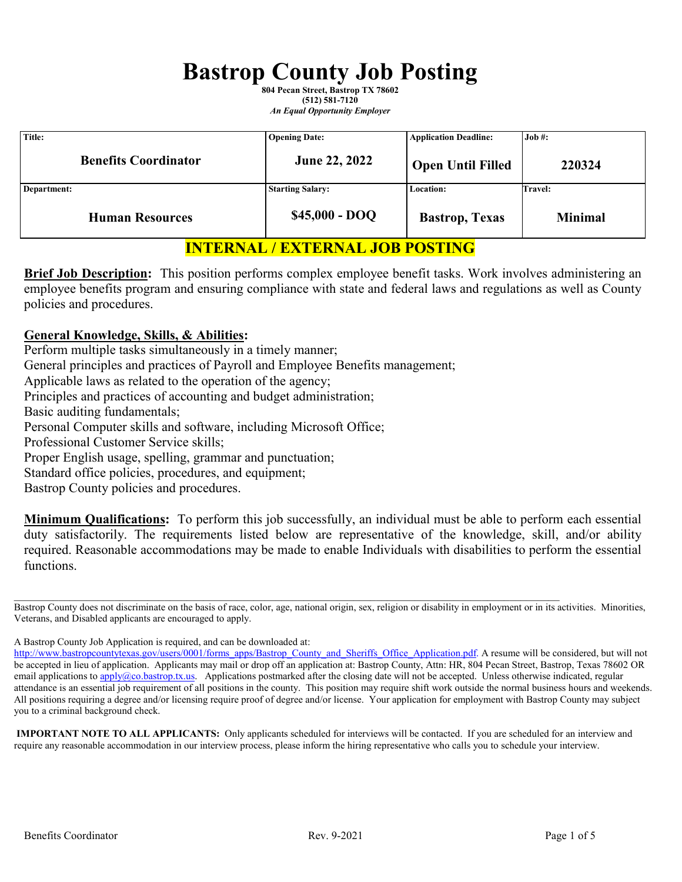# Bastrop County Job Posting

**804 Pecan Street, Bastrop TX 78602**
**(512) 581-7120**
***An Equal Opportunity Employer***

| Title: | Opening Date: | Application Deadline: | Job #: |
|---|---|---|---|
| **Benefits Coordinator** | **June 22, 2022** | **Open Until Filled** | **220324** |
| **Department:** | **Starting Salary:** | **Location:** | **Travel:** |
| **Human Resources** | **$45,000 - DOQ** | **Bastrop, Texas** | **Minimal** |

## INTERNAL / EXTERNAL JOB POSTING

**Brief Job Description:** This position performs complex employee benefit tasks. Work involves administering an employee benefits program and ensuring compliance with state and federal laws and regulations as well as County policies and procedures.

**General Knowledge, Skills, & Abilities:**

Perform multiple tasks simultaneously in a timely manner;
General principles and practices of Payroll and Employee Benefits management;
Applicable laws as related to the operation of the agency;
Principles and practices of accounting and budget administration;
Basic auditing fundamentals;
Personal Computer skills and software, including Microsoft Office;
Professional Customer Service skills;
Proper English usage, spelling, grammar and punctuation;
Standard office policies, procedures, and equipment;
Bastrop County policies and procedures.

**Minimum Qualifications:** To perform this job successfully, an individual must be able to perform each essential duty satisfactorily. The requirements listed below are representative of the knowledge, skill, and/or ability required. Reasonable accommodations may be made to enable Individuals with disabilities to perform the essential functions.

---

Bastrop County does not discriminate on the basis of race, color, age, national origin, sex, religion or disability in employment or in its activities. Minorities, Veterans, and Disabled applicants are encouraged to apply.

A Bastrop County Job Application is required, and can be downloaded at: http://www.bastropcountytexas.gov/users/0001/forms_apps/Bastrop_County_and_Sheriffs_Office_Application.pdf. A resume will be considered, but will not be accepted in lieu of application. Applicants may mail or drop off an application at: Bastrop County, Attn: HR, 804 Pecan Street, Bastrop, Texas 78602 OR email applications to apply@co.bastrop.tx.us. Applications postmarked after the closing date will not be accepted. Unless otherwise indicated, regular attendance is an essential job requirement of all positions in the county. This position may require shift work outside the normal business hours and weekends. All positions requiring a degree and/or licensing require proof of degree and/or license. Your application for employment with Bastrop County may subject you to a criminal background check.

**IMPORTANT NOTE TO ALL APPLICANTS:** Only applicants scheduled for interviews will be contacted. If you are scheduled for an interview and require any reasonable accommodation in our interview process, please inform the hiring representative who calls you to schedule your interview.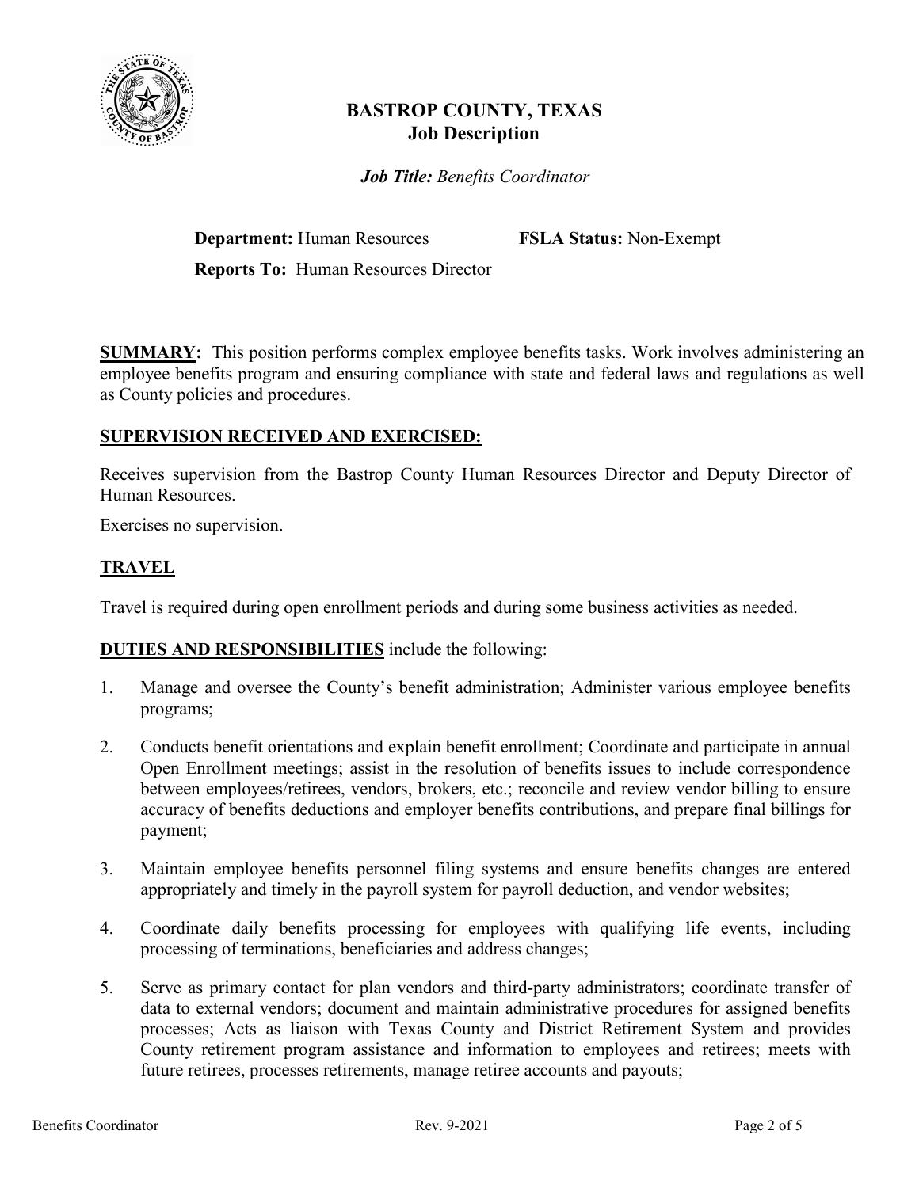# BASTROP COUNTY, TEXAS
## Job Description

***Job Title:*** *Benefits Coordinator*

**Department:** Human Resources **FSLA Status:** Non-Exempt

**Reports To:** Human Resources Director

**SUMMARY:** This position performs complex employee benefits tasks. Work involves administering an employee benefits program and ensuring compliance with state and federal laws and regulations as well as County policies and procedures.

**SUPERVISION RECEIVED AND EXERCISED:**

Receives supervision from the Bastrop County Human Resources Director and Deputy Director of Human Resources.

Exercises no supervision.

**TRAVEL**

Travel is required during open enrollment periods and during some business activities as needed.

**DUTIES AND RESPONSIBILITIES** include the following:

1. Manage and oversee the County's benefit administration; Administer various employee benefits programs;
2. Conducts benefit orientations and explain benefit enrollment; Coordinate and participate in annual Open Enrollment meetings; assist in the resolution of benefits issues to include correspondence between employees/retirees, vendors, brokers, etc.; reconcile and review vendor billing to ensure accuracy of benefits deductions and employer benefits contributions, and prepare final billings for payment;
3. Maintain employee benefits personnel filing systems and ensure benefits changes are entered appropriately and timely in the payroll system for payroll deduction, and vendor websites;
4. Coordinate daily benefits processing for employees with qualifying life events, including processing of terminations, beneficiaries and address changes;
5. Serve as primary contact for plan vendors and third-party administrators; coordinate transfer of data to external vendors; document and maintain administrative procedures for assigned benefits processes; Acts as liaison with Texas County and District Retirement System and provides County retirement program assistance and information to employees and retirees; meets with future retirees, processes retirements, manage retiree accounts and payouts;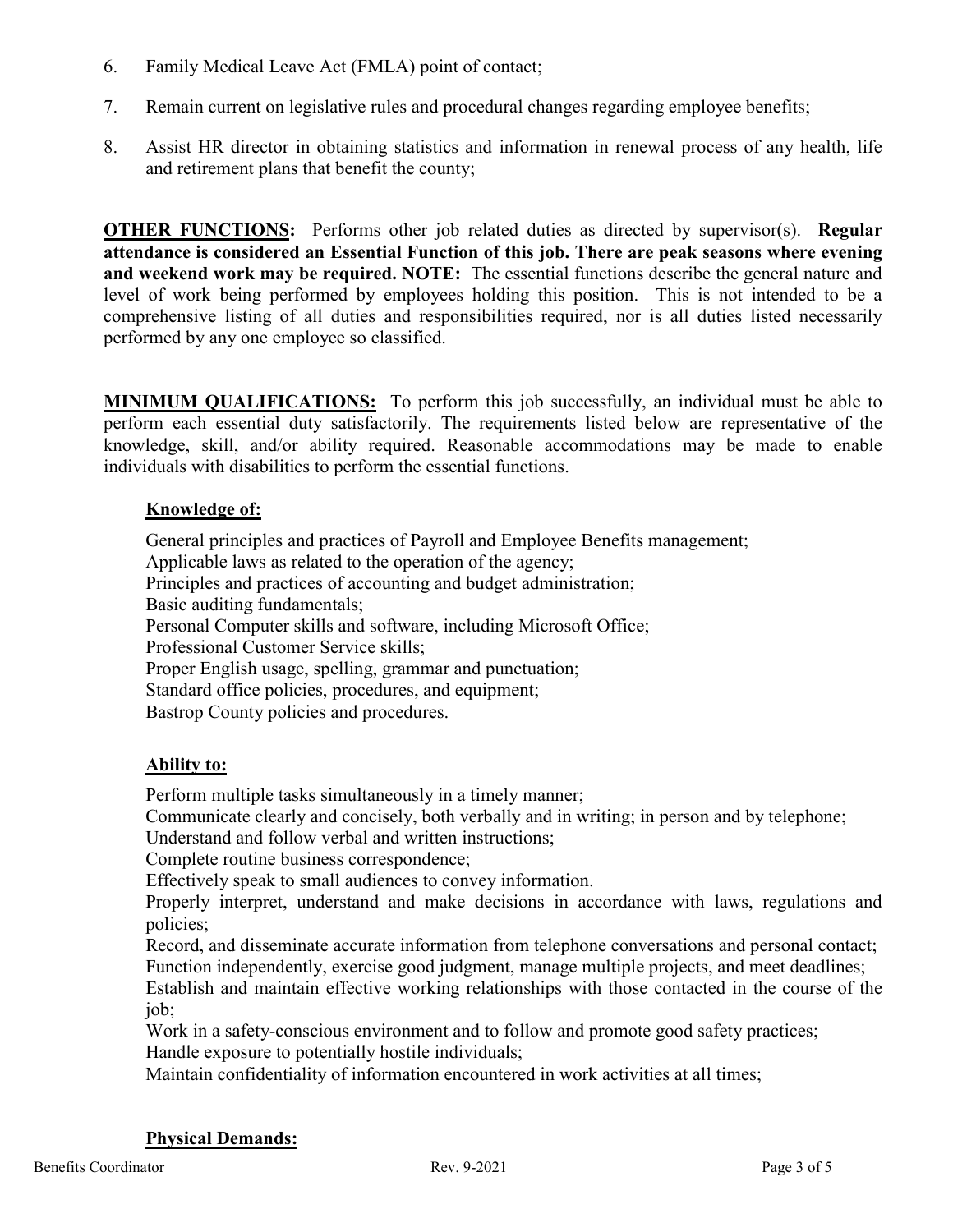6. Family Medical Leave Act (FMLA) point of contact;
7. Remain current on legislative rules and procedural changes regarding employee benefits;
8. Assist HR director in obtaining statistics and information in renewal process of any health, life and retirement plans that benefit the county;

**OTHER FUNCTIONS:** Performs other job related duties as directed by supervisor(s). **Regular attendance is considered an Essential Function of this job. There are peak seasons where evening and weekend work may be required. NOTE:** The essential functions describe the general nature and level of work being performed by employees holding this position. This is not intended to be a comprehensive listing of all duties and responsibilities required, nor is all duties listed necessarily performed by any one employee so classified.

**MINIMUM QUALIFICATIONS:** To perform this job successfully, an individual must be able to perform each essential duty satisfactorily. The requirements listed below are representative of the knowledge, skill, and/or ability required. Reasonable accommodations may be made to enable individuals with disabilities to perform the essential functions.

**Knowledge of:**

General principles and practices of Payroll and Employee Benefits management;
Applicable laws as related to the operation of the agency;
Principles and practices of accounting and budget administration;
Basic auditing fundamentals;
Personal Computer skills and software, including Microsoft Office;
Professional Customer Service skills;
Proper English usage, spelling, grammar and punctuation;
Standard office policies, procedures, and equipment;
Bastrop County policies and procedures.

**Ability to:**

Perform multiple tasks simultaneously in a timely manner;
Communicate clearly and concisely, both verbally and in writing; in person and by telephone;
Understand and follow verbal and written instructions;
Complete routine business correspondence;
Effectively speak to small audiences to convey information.
Properly interpret, understand and make decisions in accordance with laws, regulations and policies;
Record, and disseminate accurate information from telephone conversations and personal contact;
Function independently, exercise good judgment, manage multiple projects, and meet deadlines;
Establish and maintain effective working relationships with those contacted in the course of the job;
Work in a safety-conscious environment and to follow and promote good safety practices;
Handle exposure to potentially hostile individuals;
Maintain confidentiality of information encountered in work activities at all times;

**Physical Demands:**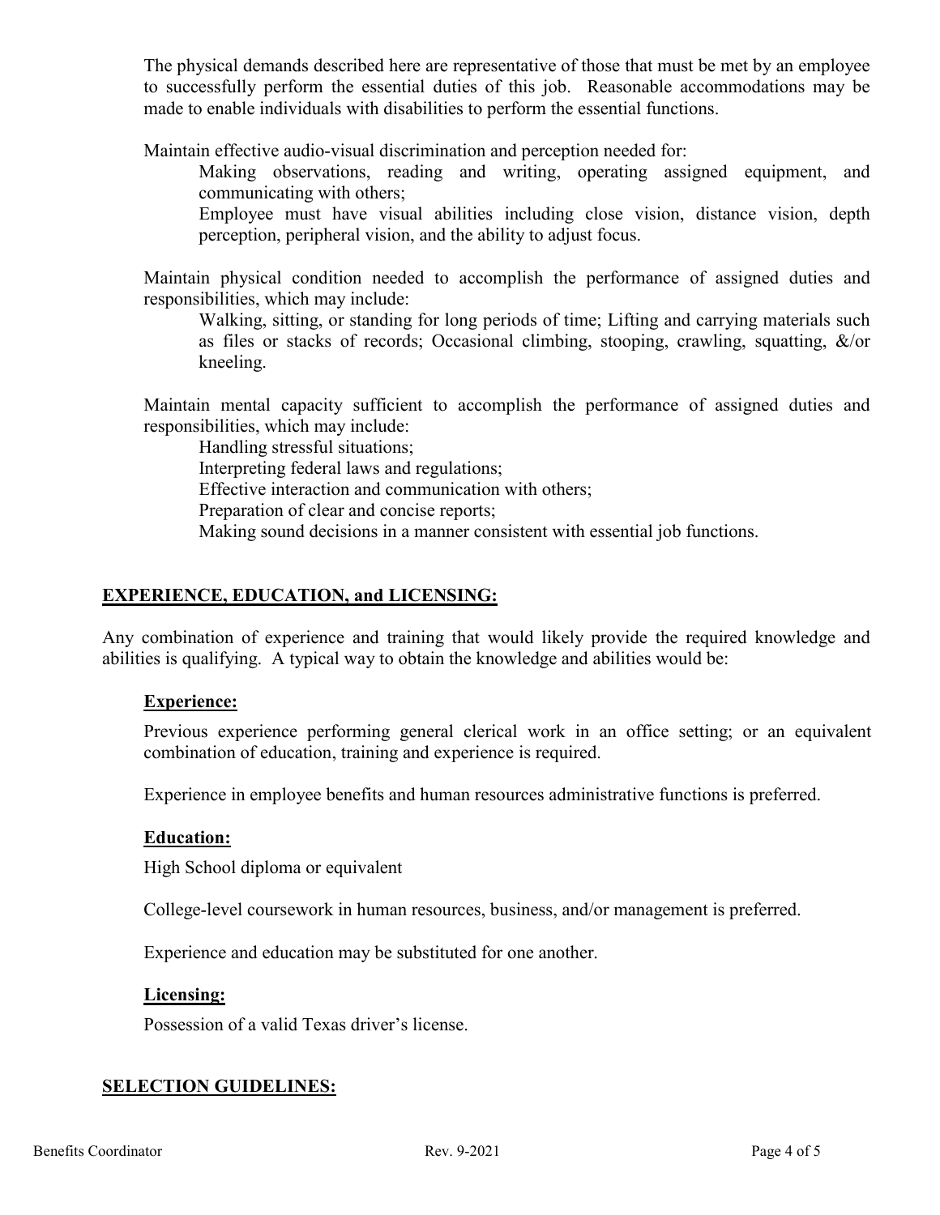The physical demands described here are representative of those that must be met by an employee to successfully perform the essential duties of this job. Reasonable accommodations may be made to enable individuals with disabilities to perform the essential functions.

Maintain effective audio-visual discrimination and perception needed for:

Making observations, reading and writing, operating assigned equipment, and communicating with others;

Employee must have visual abilities including close vision, distance vision, depth perception, peripheral vision, and the ability to adjust focus.

Maintain physical condition needed to accomplish the performance of assigned duties and responsibilities, which may include:

Walking, sitting, or standing for long periods of time; Lifting and carrying materials such as files or stacks of records; Occasional climbing, stooping, crawling, squatting, &/or kneeling.

Maintain mental capacity sufficient to accomplish the performance of assigned duties and responsibilities, which may include:

Handling stressful situations;
Interpreting federal laws and regulations;
Effective interaction and communication with others;
Preparation of clear and concise reports;
Making sound decisions in a manner consistent with essential job functions.

## EXPERIENCE, EDUCATION, and LICENSING:

Any combination of experience and training that would likely provide the required knowledge and abilities is qualifying. A typical way to obtain the knowledge and abilities would be:

### Experience:

Previous experience performing general clerical work in an office setting; or an equivalent combination of education, training and experience is required.

Experience in employee benefits and human resources administrative functions is preferred.

### Education:

High School diploma or equivalent

College-level coursework in human resources, business, and/or management is preferred.

Experience and education may be substituted for one another.

### Licensing:

Possession of a valid Texas driver's license.

## SELECTION GUIDELINES: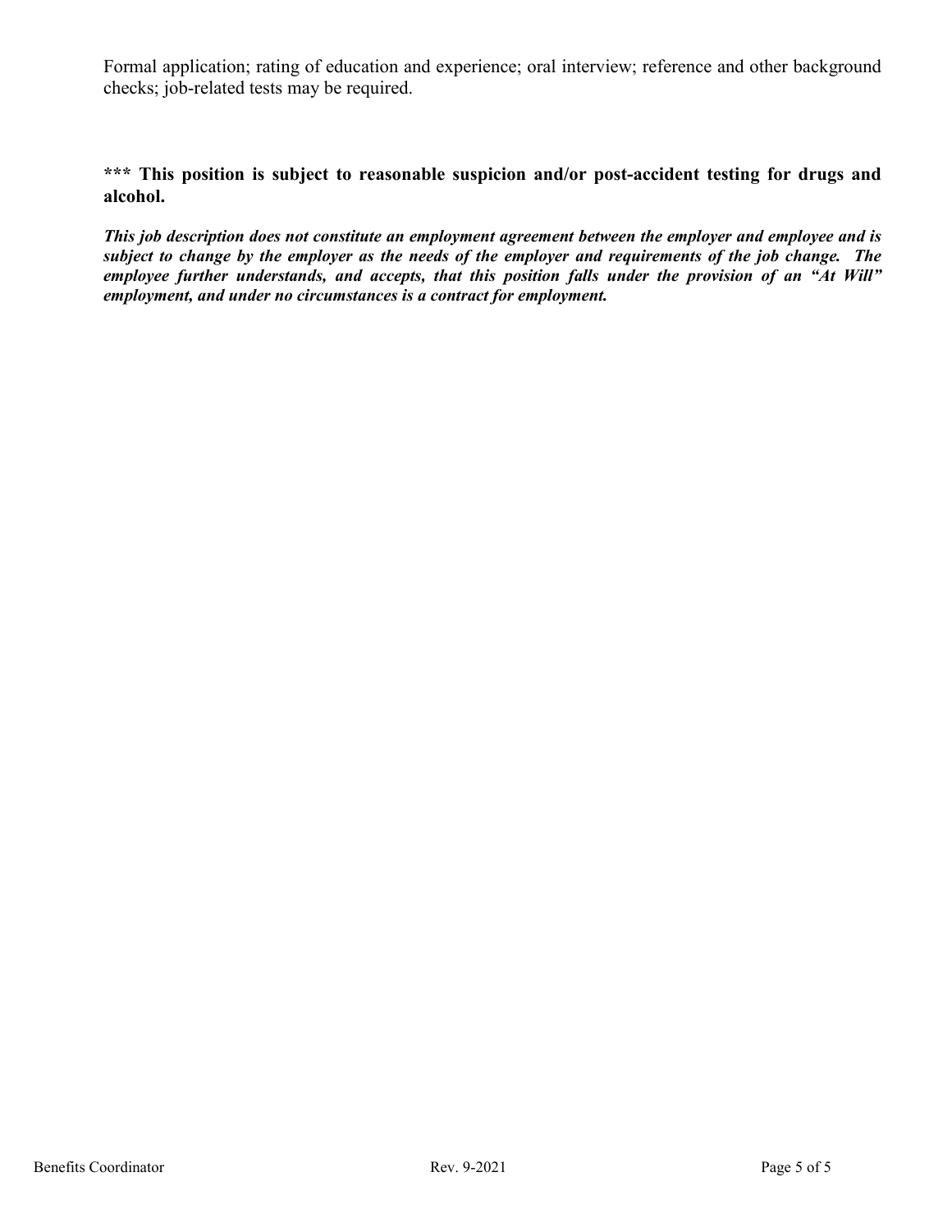Formal application; rating of education and experience; oral interview; reference and other background checks; job-related tests may be required.

**\*** This position is subject to reasonable suspicion and/or post-accident testing for drugs and alcohol.**

***This job description does not constitute an employment agreement between the employer and employee and is subject to change by the employer as the needs of the employer and requirements of the job change. The employee further understands, and accepts, that this position falls under the provision of an "At Will" employment, and under no circumstances is a contract for employment.***